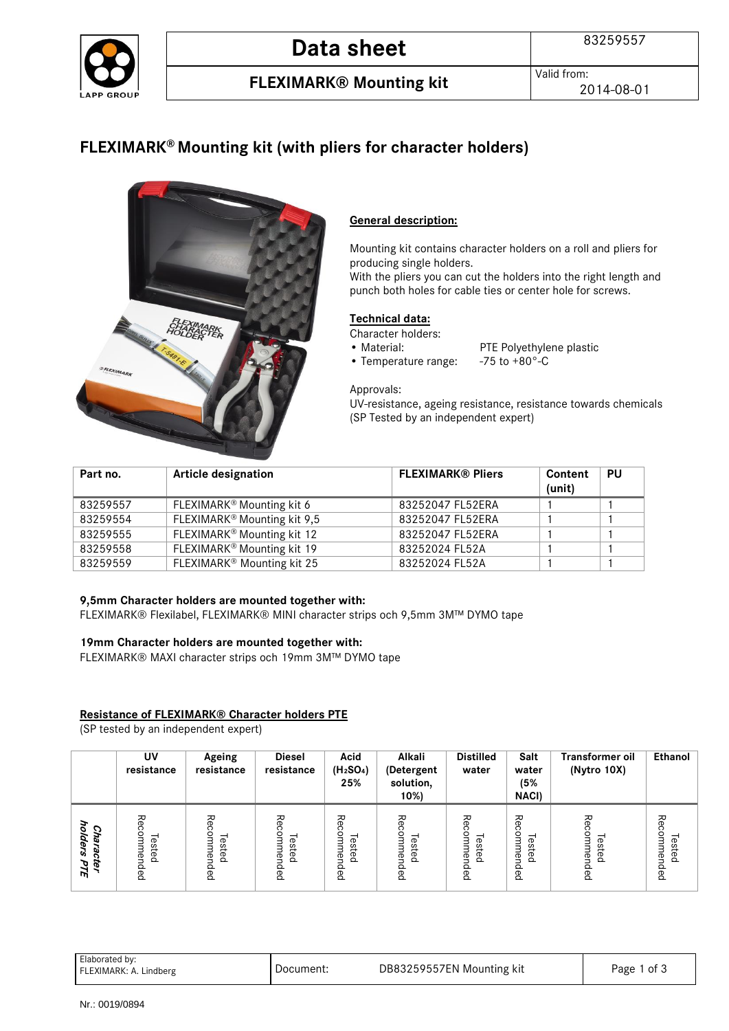# Data sheet

83259557

## FLEXIMARK® Mounting kit

Valid from: 2014-08-01

## FLEXIMARK® Mounting kit (with pliers for character holders)

**General description:**

Mounting kit contains character holders on a roll and pliers for producing single holders.
With the pliers you can cut the holders into the right length and punch both holes for cable ties or center hole for screws.

**Technical data:**

Character holders:

- Material: PTE Polyethylene plastic
- Temperature range: -75 to +80°-C

Approvals:
UV-resistance, ageing resistance, resistance towards chemicals
(SP Tested by an independent expert)

| Part no. | Article designation | FLEXIMARK® Pliers | Content (unit) | PU |
|---|---|---|---|---|
| 83259557 | FLEXIMARK® Mounting kit 6 | 83252047 FL52ERA | 1 | 1 |
| 83259554 | FLEXIMARK® Mounting kit 9,5 | 83252047 FL52ERA | 1 | 1 |
| 83259555 | FLEXIMARK® Mounting kit 12 | 83252047 FL52ERA | 1 | 1 |
| 83259558 | FLEXIMARK® Mounting kit 19 | 83252024 FL52A | 1 | 1 |
| 83259559 | FLEXIMARK® Mounting kit 25 | 83252024 FL52A | 1 | 1 |

**9,5mm Character holders are mounted together with:**
FLEXIMARK® Flexilabel, FLEXIMARK® MINI character strips och 9,5mm 3M™ DYMO tape

**19mm Character holders are mounted together with:**
FLEXIMARK® MAXI character strips och 19mm 3M™ DYMO tape

**Resistance of FLEXIMARK® Character holders PTE**
(SP tested by an independent expert)

| | UV resistance | Ageing resistance | Diesel resistance | Acid ($H_2SO_4$) 25% | Alkali (Detergent solution, 10%) | Distilled water | Salt water (5% NACl) | Transformer oil (Nytro 10X) | Ethanol |
|---|---|---|---|---|---|---|---|---|---|
| *Character holders PTE* | Tested Recommended | Tested Recommended | Tested Recommended | Tested Recommended | Tested Recommended | Tested Recommended | Tested Recommended | Tested Recommended | Tested Recommended |

Elaborated by: FLEXIMARK: A. Lindberg | Document: DB83259557EN Mounting kit

Nr.: 0019/0894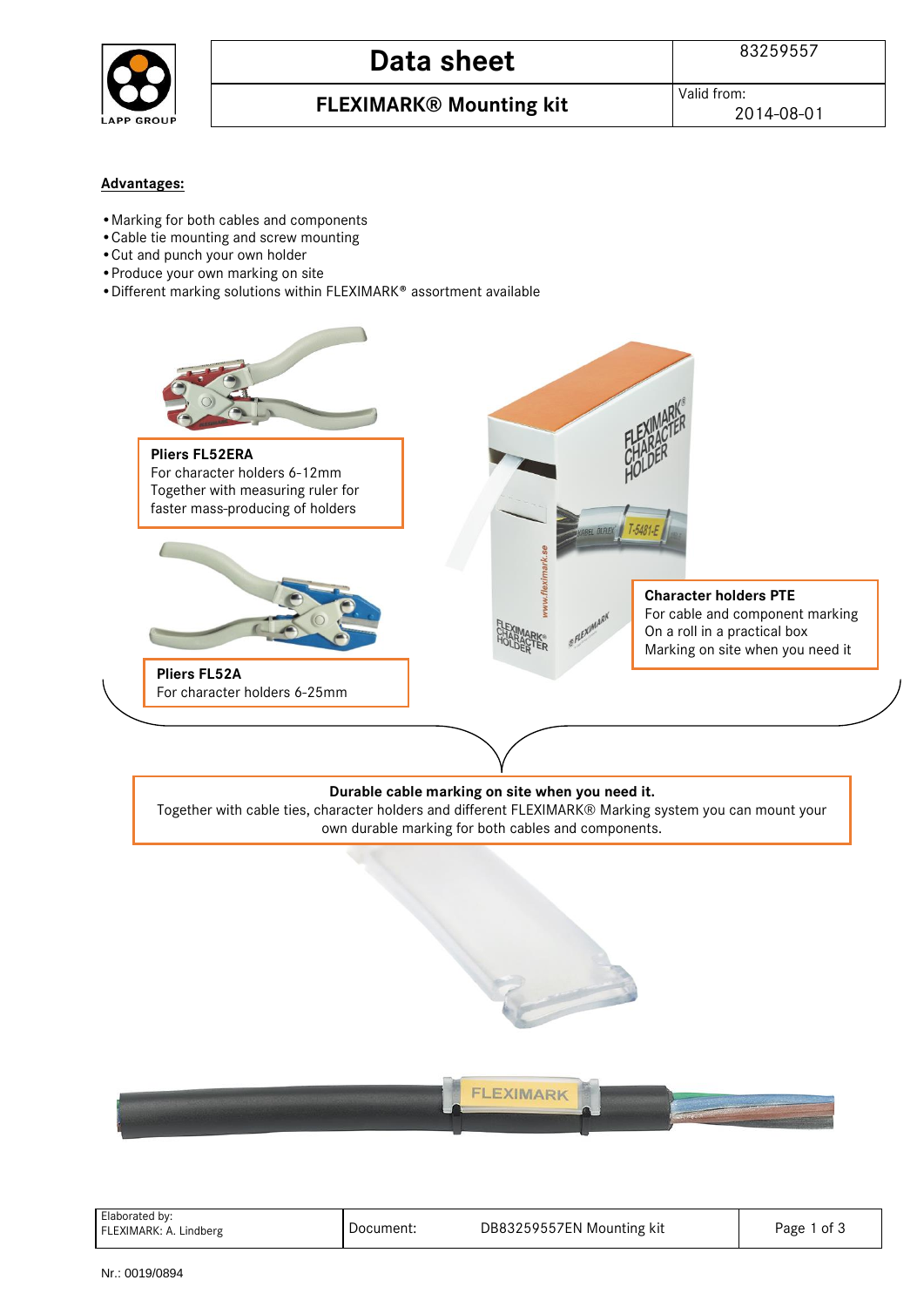# Data sheet

83259557

## FLEXIMARK® Mounting kit

Valid from: 2014-08-01

**Advantages:**

- Marking for both cables and components
- Cable tie mounting and screw mounting
- Cut and punch your own holder
- Produce your own marking on site
- Different marking solutions within FLEXIMARK® assortment available

**Pliers FL52ERA**
For character holders 6-12mm
Together with measuring ruler for faster mass-producing of holders

**Pliers FL52A**
For character holders 6-25mm

**Character holders PTE**
For cable and component marking
On a roll in a practical box
Marking on site when you need it

**Durable cable marking on site when you need it.**
Together with cable ties, character holders and different FLEXIMARK® Marking system you can mount your own durable marking for both cables and components.

| Elaborated by: FLEXIMARK: A. Lindberg | Document: DB83259557EN Mounting kit |
| --- | --- |

Nr.: 0019/0894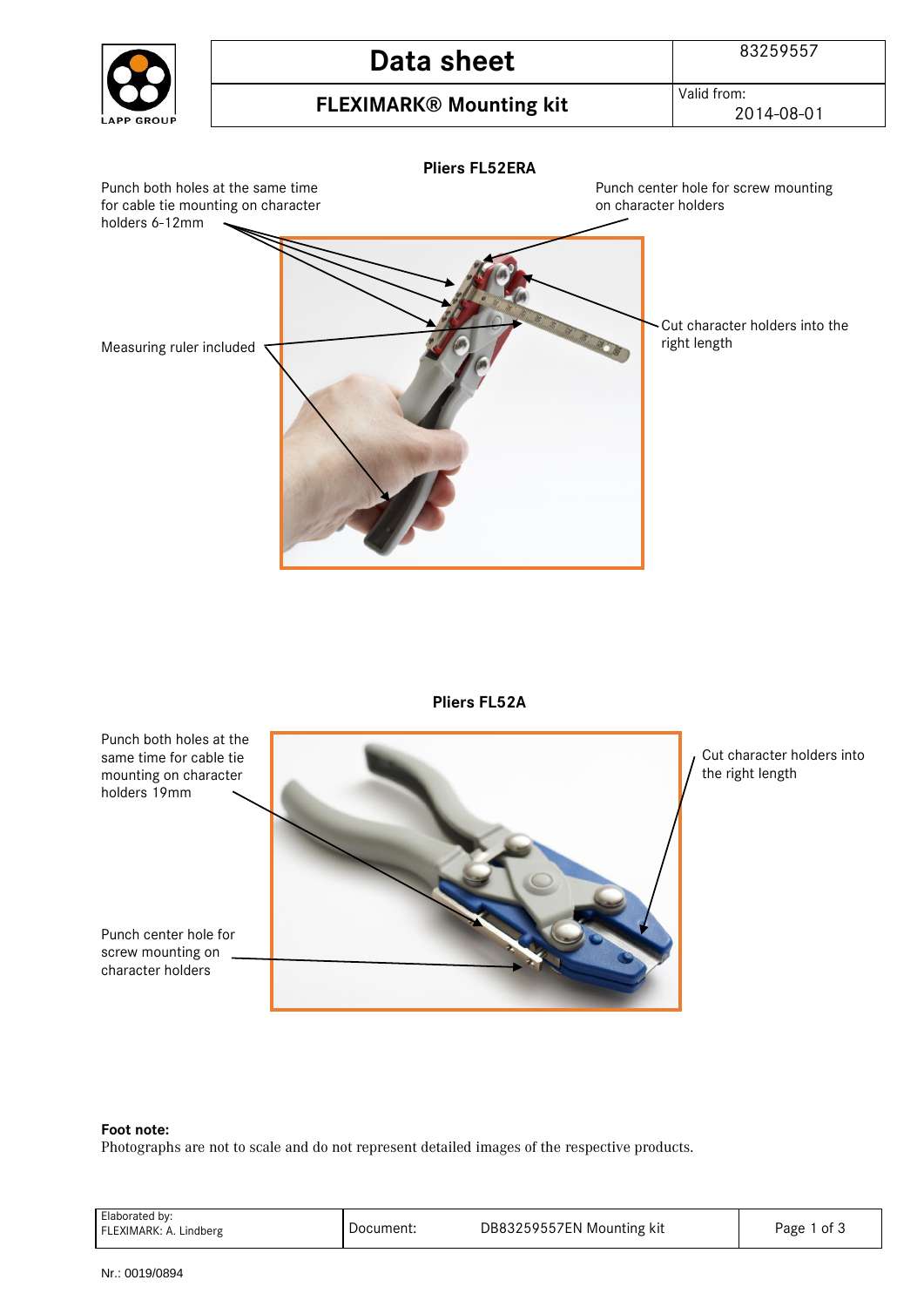# Data sheet

83259557

## FLEXIMARK® Mounting kit

Valid from: 2014-08-01

### Pliers FL52ERA

Punch both holes at the same time for cable tie mounting on character holders 6-12mm

Punch center hole for screw mounting on character holders

Cut character holders into the right length

Measuring ruler included

### Pliers FL52A

Punch both holes at the same time for cable tie mounting on character holders 19mm

Cut character holders into the right length

Punch center hole for screw mounting on character holders

**Foot note:**
Photographs are not to scale and do not represent detailed images of the respective products.

| | | |
|---|---|---|
| Elaborated by: FLEXIMARK: A. Lindberg | Document: DB83259557EN Mounting kit | |

Nr.: 0019/0894